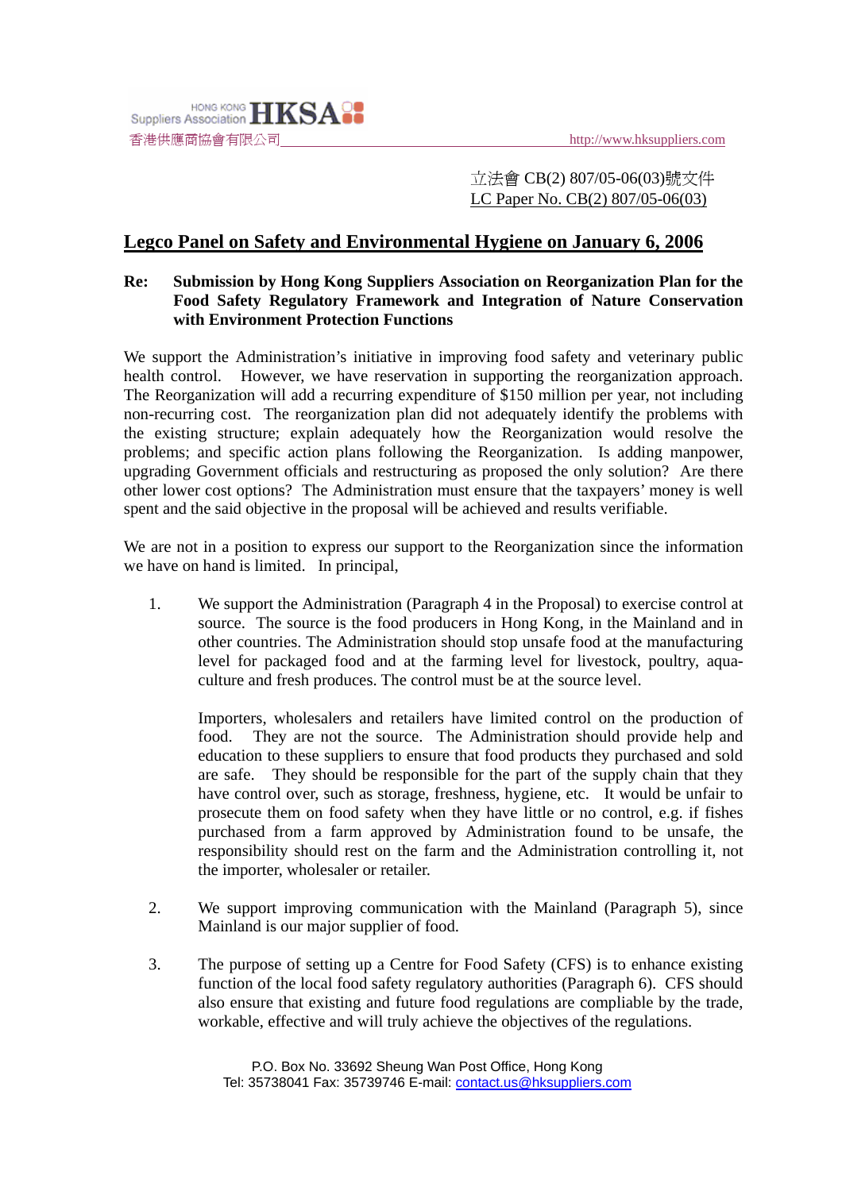立法會 CB(2) 807/05-06(03)號文件
LC Paper No. CB(2) 807/05-06(03)

# Legco Panel on Safety and Environmental Hygiene on January 6, 2006

**Re: Submission by Hong Kong Suppliers Association on Reorganization Plan for the Food Safety Regulatory Framework and Integration of Nature Conservation with Environment Protection Functions**

We support the Administration's initiative in improving food safety and veterinary public health control. However, we have reservation in supporting the reorganization approach. The Reorganization will add a recurring expenditure of $150 million per year, not including non-recurring cost. The reorganization plan did not adequately identify the problems with the existing structure; explain adequately how the Reorganization would resolve the problems; and specific action plans following the Reorganization. Is adding manpower, upgrading Government officials and restructuring as proposed the only solution? Are there other lower cost options? The Administration must ensure that the taxpayers' money is well spent and the said objective in the proposal will be achieved and results verifiable.

We are not in a position to express our support to the Reorganization since the information we have on hand is limited. In principal,

1. We support the Administration (Paragraph 4 in the Proposal) to exercise control at source. The source is the food producers in Hong Kong, in the Mainland and in other countries. The Administration should stop unsafe food at the manufacturing level for packaged food and at the farming level for livestock, poultry, aqua-culture and fresh produces. The control must be at the source level.

   Importers, wholesalers and retailers have limited control on the production of food. They are not the source. The Administration should provide help and education to these suppliers to ensure that food products they purchased and sold are safe. They should be responsible for the part of the supply chain that they have control over, such as storage, freshness, hygiene, etc. It would be unfair to prosecute them on food safety when they have little or no control, e.g. if fishes purchased from a farm approved by Administration found to be unsafe, the responsibility should rest on the farm and the Administration controlling it, not the importer, wholesaler or retailer.

2. We support improving communication with the Mainland (Paragraph 5), since Mainland is our major supplier of food.

3. The purpose of setting up a Centre for Food Safety (CFS) is to enhance existing function of the local food safety regulatory authorities (Paragraph 6). CFS should also ensure that existing and future food regulations are compliable by the trade, workable, effective and will truly achieve the objectives of the regulations.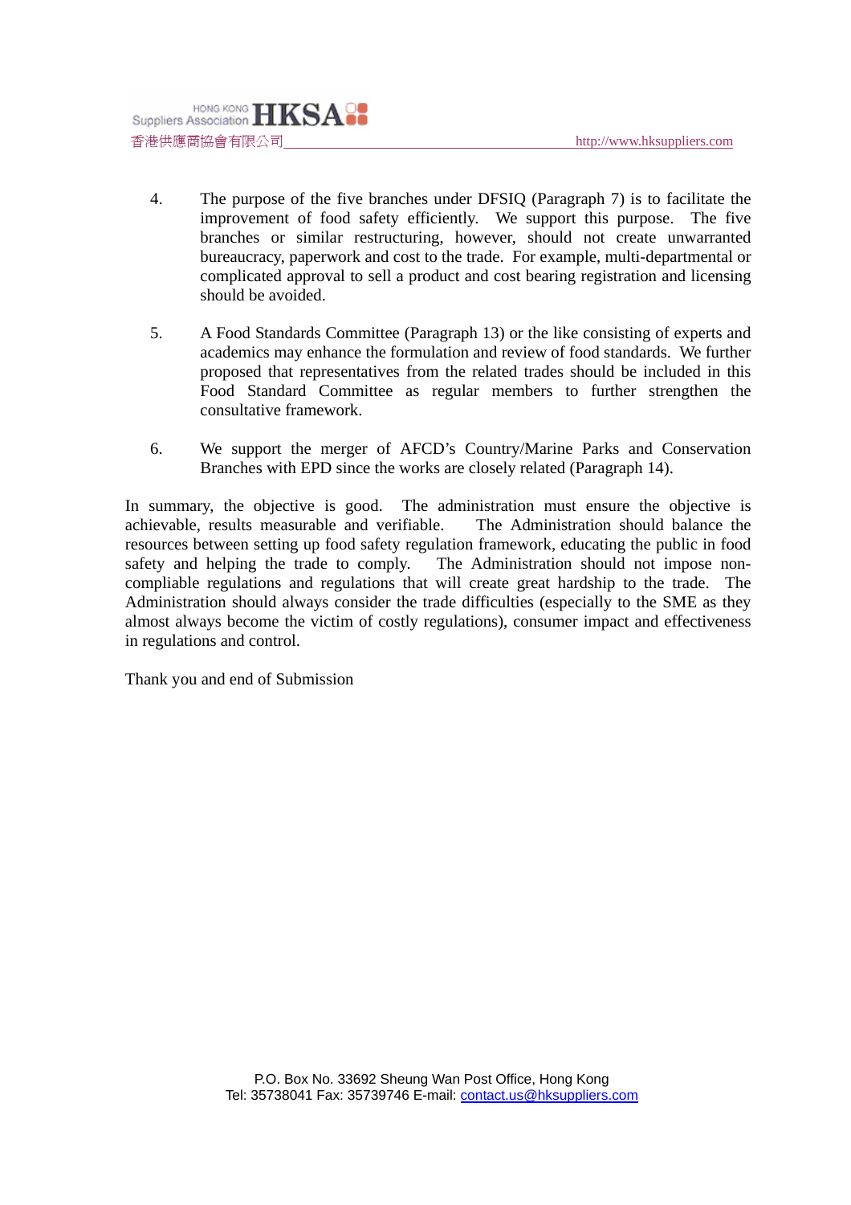4. The purpose of the five branches under DFSIQ (Paragraph 7) is to facilitate the improvement of food safety efficiently. We support this purpose. The five branches or similar restructuring, however, should not create unwarranted bureaucracy, paperwork and cost to the trade. For example, multi-departmental or complicated approval to sell a product and cost bearing registration and licensing should be avoided.

5. A Food Standards Committee (Paragraph 13) or the like consisting of experts and academics may enhance the formulation and review of food standards. We further proposed that representatives from the related trades should be included in this Food Standard Committee as regular members to further strengthen the consultative framework.

6. We support the merger of AFCD's Country/Marine Parks and Conservation Branches with EPD since the works are closely related (Paragraph 14).

In summary, the objective is good. The administration must ensure the objective is achievable, results measurable and verifiable. The Administration should balance the resources between setting up food safety regulation framework, educating the public in food safety and helping the trade to comply. The Administration should not impose non-compliable regulations and regulations that will create great hardship to the trade. The Administration should always consider the trade difficulties (especially to the SME as they almost always become the victim of costly regulations), consumer impact and effectiveness in regulations and control.

Thank you and end of Submission